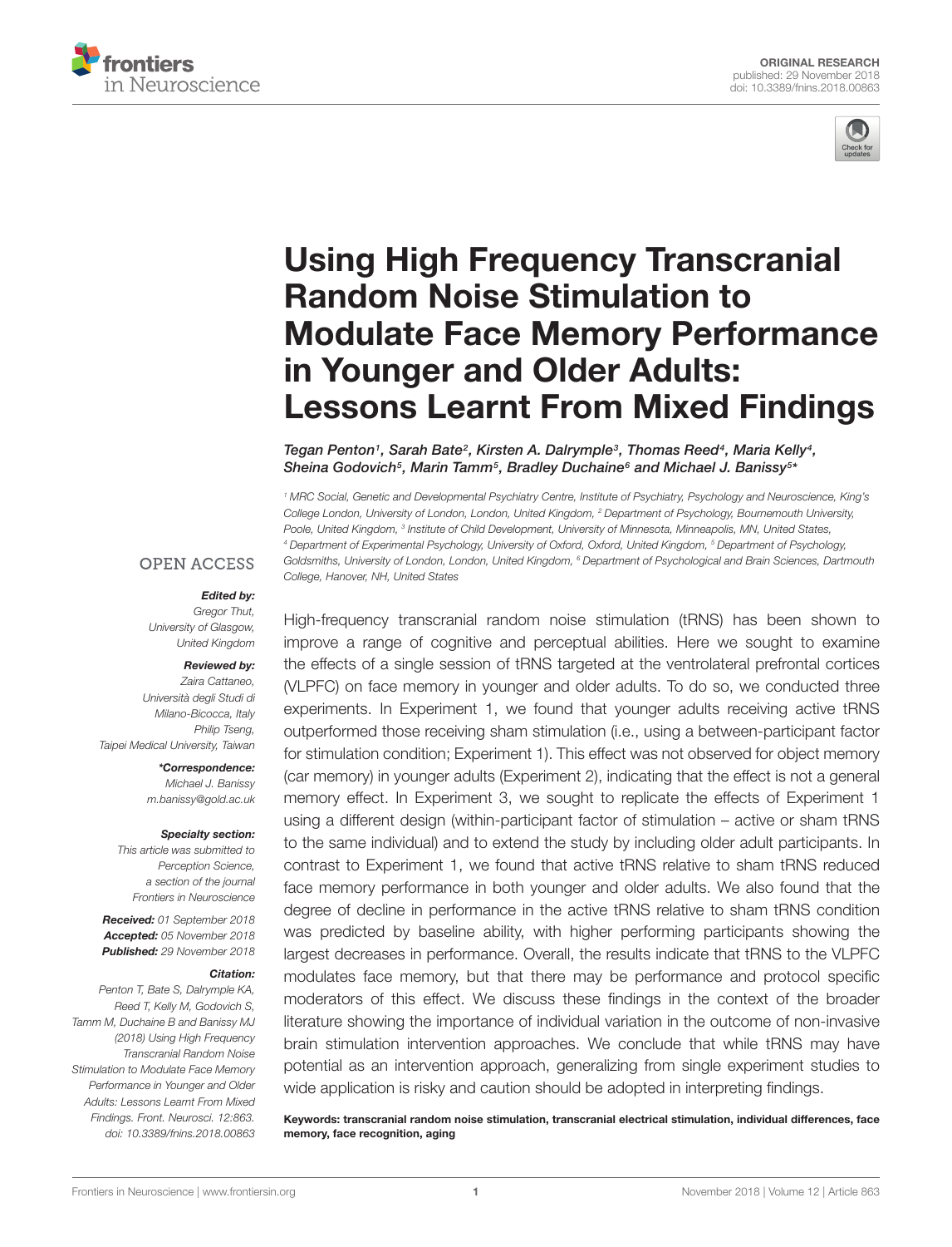ORIGINAL RESEARCH
published: 29 November 2018
doi: 10.3389/fnins.2018.00863

# Using High Frequency Transcranial Random Noise Stimulation to Modulate Face Memory Performance in Younger and Older Adults: Lessons Learnt From Mixed Findings

*Tegan Penton[1], Sarah Bate[2], Kirsten A. Dalrymple[3], Thomas Reed[4], Maria Kelly[4], Sheina Godovich[5], Marin Tamm[5], Bradley Duchaine[6] and Michael J. Banissy[5]**

[1] MRC Social, Genetic and Developmental Psychiatry Centre, Institute of Psychiatry, Psychology and Neuroscience, King's College London, University of London, London, United Kingdom, [2] Department of Psychology, Bournemouth University, Poole, United Kingdom, [3] Institute of Child Development, University of Minnesota, Minneapolis, MN, United States, [4] Department of Experimental Psychology, University of Oxford, Oxford, United Kingdom, [5] Department of Psychology, Goldsmiths, University of London, London, United Kingdom, [6] Department of Psychological and Brain Sciences, Dartmouth College, Hanover, NH, United States

OPEN ACCESS

***Edited by:***
*Gregor Thut, University of Glasgow, United Kingdom*

***Reviewed by:***
*Zaira Cattaneo, Università degli Studi di Milano-Bicocca, Italy*
*Philip Tseng, Taipei Medical University, Taiwan*

***\*Correspondence:***
*Michael J. Banissy*
*m.banissy@gold.ac.uk*

***Specialty section:***
*This article was submitted to Perception Science, a section of the journal Frontiers in Neuroscience*

***Received:*** *01 September 2018*
***Accepted:*** *05 November 2018*
***Published:*** *29 November 2018*

***Citation:***
*Penton T, Bate S, Dalrymple KA, Reed T, Kelly M, Godovich S, Tamm M, Duchaine B and Banissy MJ (2018) Using High Frequency Transcranial Random Noise Stimulation to Modulate Face Memory Performance in Younger and Older Adults: Lessons Learnt From Mixed Findings. Front. Neurosci. 12:863. doi: 10.3389/fnins.2018.00863*

High-frequency transcranial random noise stimulation (tRNS) has been shown to improve a range of cognitive and perceptual abilities. Here we sought to examine the effects of a single session of tRNS targeted at the ventrolateral prefrontal cortices (VLPFC) on face memory in younger and older adults. To do so, we conducted three experiments. In Experiment 1, we found that younger adults receiving active tRNS outperformed those receiving sham stimulation (i.e., using a between-participant factor for stimulation condition; Experiment 1). This effect was not observed for object memory (car memory) in younger adults (Experiment 2), indicating that the effect is not a general memory effect. In Experiment 3, we sought to replicate the effects of Experiment 1 using a different design (within-participant factor of stimulation – active or sham tRNS to the same individual) and to extend the study by including older adult participants. In contrast to Experiment 1, we found that active tRNS relative to sham tRNS reduced face memory performance in both younger and older adults. We also found that the degree of decline in performance in the active tRNS relative to sham tRNS condition was predicted by baseline ability, with higher performing participants showing the largest decreases in performance. Overall, the results indicate that tRNS to the VLPFC modulates face memory, but that there may be performance and protocol specific moderators of this effect. We discuss these findings in the context of the broader literature showing the importance of individual variation in the outcome of non-invasive brain stimulation intervention approaches. We conclude that while tRNS may have potential as an intervention approach, generalizing from single experiment studies to wide application is risky and caution should be adopted in interpreting findings.

**Keywords: transcranial random noise stimulation, transcranial electrical stimulation, individual differences, face memory, face recognition, aging**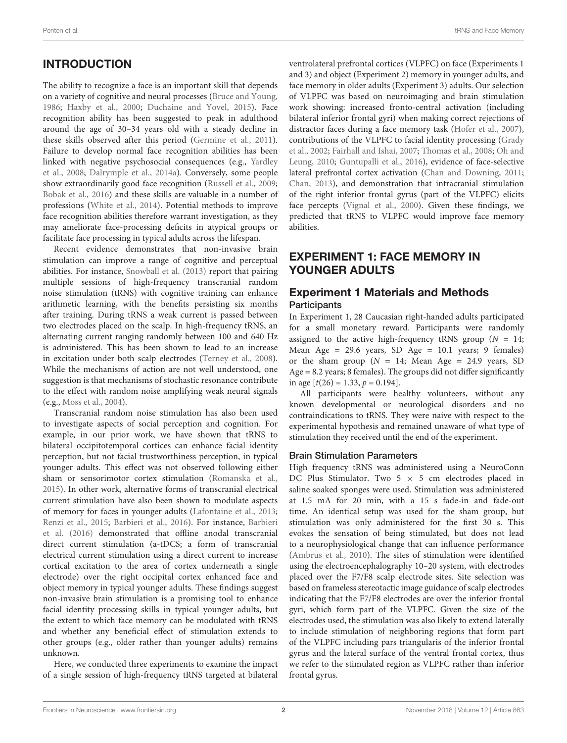## INTRODUCTION

The ability to recognize a face is an important skill that depends on a variety of cognitive and neural processes (Bruce and Young, 1986; Haxby et al., 2000; Duchaine and Yovel, 2015). Face recognition ability has been suggested to peak in adulthood around the age of 30–34 years old with a steady decline in these skills observed after this period (Germine et al., 2011). Failure to develop normal face recognition abilities has been linked with negative psychosocial consequences (e.g., Yardley et al., 2008; Dalrymple et al., 2014a). Conversely, some people show extraordinarily good face recognition (Russell et al., 2009; Bobak et al., 2016) and these skills are valuable in a number of professions (White et al., 2014). Potential methods to improve face recognition abilities therefore warrant investigation, as they may ameliorate face-processing deficits in atypical groups or facilitate face processing in typical adults across the lifespan.

Recent evidence demonstrates that non-invasive brain stimulation can improve a range of cognitive and perceptual abilities. For instance, Snowball et al. (2013) report that pairing multiple sessions of high-frequency transcranial random noise stimulation (tRNS) with cognitive training can enhance arithmetic learning, with the benefits persisting six months after training. During tRNS a weak current is passed between two electrodes placed on the scalp. In high-frequency tRNS, an alternating current ranging randomly between 100 and 640 Hz is administered. This has been shown to lead to an increase in excitation under both scalp electrodes (Terney et al., 2008). While the mechanisms of action are not well understood, one suggestion is that mechanisms of stochastic resonance contribute to the effect with random noise amplifying weak neural signals (e.g., Moss et al., 2004).

Transcranial random noise stimulation has also been used to investigate aspects of social perception and cognition. For example, in our prior work, we have shown that tRNS to bilateral occipitotemporal cortices can enhance facial identity perception, but not facial trustworthiness perception, in typical younger adults. This effect was not observed following either sham or sensorimotor cortex stimulation (Romanska et al., 2015). In other work, alternative forms of transcranial electrical current stimulation have also been shown to modulate aspects of memory for faces in younger adults (Lafontaine et al., 2013; Renzi et al., 2015; Barbieri et al., 2016). For instance, Barbieri et al. (2016) demonstrated that offline anodal transcranial direct current stimulation (a-tDCS; a form of transcranial electrical current stimulation using a direct current to increase cortical excitation to the area of cortex underneath a single electrode) over the right occipital cortex enhanced face and object memory in typical younger adults. These findings suggest non-invasive brain stimulation is a promising tool to enhance facial identity processing skills in typical younger adults, but the extent to which face memory can be modulated with tRNS and whether any beneficial effect of stimulation extends to other groups (e.g., older rather than younger adults) remains unknown.

Here, we conducted three experiments to examine the impact of a single session of high-frequency tRNS targeted at bilateral ventrolateral prefrontal cortices (VLPFC) on face (Experiments 1 and 3) and object (Experiment 2) memory in younger adults, and face memory in older adults (Experiment 3) adults. Our selection of VLPFC was based on neuroimaging and brain stimulation work showing: increased fronto-central activation (including bilateral inferior frontal gyri) when making correct rejections of distractor faces during a face memory task (Hofer et al., 2007), contributions of the VLPFC to facial identity processing (Grady et al., 2002; Fairhall and Ishai, 2007; Thomas et al., 2008; Oh and Leung, 2010; Guntupalli et al., 2016), evidence of face-selective lateral prefrontal cortex activation (Chan and Downing, 2011; Chan, 2013), and demonstration that intracranial stimulation of the right inferior frontal gyrus (part of the VLPFC) elicits face percepts (Vignal et al., 2000). Given these findings, we predicted that tRNS to VLPFC would improve face memory abilities.

## EXPERIMENT 1: FACE MEMORY IN YOUNGER ADULTS

### Experiment 1 Materials and Methods

#### Participants

In Experiment 1, 28 Caucasian right-handed adults participated for a small monetary reward. Participants were randomly assigned to the active high-frequency tRNS group ($N = 14$; Mean Age = 29.6 years, SD Age = 10.1 years; 9 females) or the sham group ($N = 14$; Mean Age = 24.9 years, SD Age = 8.2 years; 8 females). The groups did not differ significantly in age [$t(26) = 1.33$, $p = 0.194$].

All participants were healthy volunteers, without any known developmental or neurological disorders and no contraindications to tRNS. They were naive with respect to the experimental hypothesis and remained unaware of what type of stimulation they received until the end of the experiment.

#### Brain Stimulation Parameters

High frequency tRNS was administered using a NeuroConn DC Plus Stimulator. Two 5 × 5 cm electrodes placed in saline soaked sponges were used. Stimulation was administered at 1.5 mA for 20 min, with a 15 s fade-in and fade-out time. An identical setup was used for the sham group, but stimulation was only administered for the first 30 s. This evokes the sensation of being stimulated, but does not lead to a neurophysiological change that can influence performance (Ambrus et al., 2010). The sites of stimulation were identified using the electroencephalography 10–20 system, with electrodes placed over the F7/F8 scalp electrode sites. Site selection was based on frameless stereotactic image guidance of scalp electrodes indicating that the F7/F8 electrodes are over the inferior frontal gyri, which form part of the VLPFC. Given the size of the electrodes used, the stimulation was also likely to extend laterally to include stimulation of neighboring regions that form part of the VLPFC including pars triangularis of the inferior frontal gyrus and the lateral surface of the ventral frontal cortex, thus we refer to the stimulated region as VLPFC rather than inferior frontal gyrus.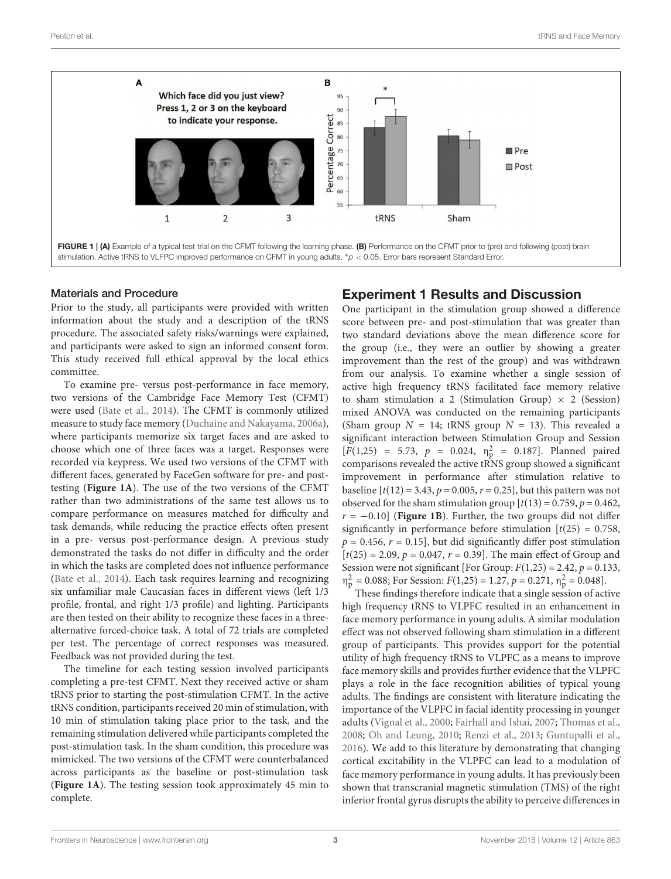FIGURE 1 | (A) Example of a typical test trial on the CFMT following the learning phase. (B) Performance on the CFMT prior to (pre) and following (post) brain stimulation. Active tRNS to VLFPC improved performance on CFMT in young adults. $^{*}p < 0.05$. Error bars represent Standard Error.

### Materials and Procedure

Prior to the study, all participants were provided with written information about the study and a description of the tRNS procedure. The associated safety risks/warnings were explained, and participants were asked to sign an informed consent form. This study received full ethical approval by the local ethics committee.

To examine pre- versus post-performance in face memory, two versions of the Cambridge Face Memory Test (CFMT) were used (Bate et al., 2014). The CFMT is commonly utilized measure to study face memory (Duchaine and Nakayama, 2006a), where participants memorize six target faces and are asked to choose which one of three faces was a target. Responses were recorded via keypress. We used two versions of the CFMT with different faces, generated by FaceGen software for pre- and post-testing (**Figure 1A**). The use of the two versions of the CFMT rather than two administrations of the same test allows us to compare performance on measures matched for difficulty and task demands, while reducing the practice effects often present in a pre- versus post-performance design. A previous study demonstrated the tasks do not differ in difficulty and the order in which the tasks are completed does not influence performance (Bate et al., 2014). Each task requires learning and recognizing six unfamiliar male Caucasian faces in different views (left 1/3 profile, frontal, and right 1/3 profile) and lighting. Participants are then tested on their ability to recognize these faces in a three-alternative forced-choice task. A total of 72 trials are completed per test. The percentage of correct responses was measured. Feedback was not provided during the test.

The timeline for each testing session involved participants completing a pre-test CFMT. Next they received active or sham tRNS prior to starting the post-stimulation CFMT. In the active tRNS condition, participants received 20 min of stimulation, with 10 min of stimulation taking place prior to the task, and the remaining stimulation delivered while participants completed the post-stimulation task. In the sham condition, this procedure was mimicked. The two versions of the CFMT were counterbalanced across participants as the baseline or post-stimulation task (**Figure 1A**). The testing session took approximately 45 min to complete.

## Experiment 1 Results and Discussion

One participant in the stimulation group showed a difference score between pre- and post-stimulation that was greater than two standard deviations above the mean difference score for the group (i.e., they were an outlier by showing a greater improvement than the rest of the group) and was withdrawn from our analysis. To examine whether a single session of active high frequency tRNS facilitated face memory relative to sham stimulation a 2 (Stimulation Group) × 2 (Session) mixed ANOVA was conducted on the remaining participants (Sham group $N = 14$; tRNS group $N = 13$). This revealed a significant interaction between Stimulation Group and Session [$F(1,25) = 5.73$, $p = 0.024$, $\eta_p^2 = 0.187$]. Planned paired comparisons revealed the active tRNS group showed a significant improvement in performance after stimulation relative to baseline [$t(12) = 3.43$, $p = 0.005$, $r = 0.25$], but this pattern was not observed for the sham stimulation group [$t(13) = 0.759$, $p = 0.462$, $r = -0.10$] (**Figure 1B**). Further, the two groups did not differ significantly in performance before stimulation [$t(25) = 0.758$, $p = 0.456$, $r = 0.15$], but did significantly differ post stimulation [$t(25) = 2.09$, $p = 0.047$, $r = 0.39$]. The main effect of Group and Session were not significant [For Group: $F(1,25) = 2.42$, $p = 0.133$, $\eta_p^2 = 0.088$; For Session: $F(1,25) = 1.27$, $p = 0.271$, $\eta_p^2 = 0.048$].

These findings therefore indicate that a single session of active high frequency tRNS to VLPFC resulted in an enhancement in face memory performance in young adults. A similar modulation effect was not observed following sham stimulation in a different group of participants. This provides support for the potential utility of high frequency tRNS to VLPFC as a means to improve face memory skills and provides further evidence that the VLPFC plays a role in the face recognition abilities of typical young adults. The findings are consistent with literature indicating the importance of the VLPFC in facial identity processing in younger adults (Vignal et al., 2000; Fairhall and Ishai, 2007; Thomas et al., 2008; Oh and Leung, 2010; Renzi et al., 2013; Guntupalli et al., 2016). We add to this literature by demonstrating that changing cortical excitability in the VLPFC can lead to a modulation of face memory performance in young adults. It has previously been shown that transcranial magnetic stimulation (TMS) of the right inferior frontal gyrus disrupts the ability to perceive differences in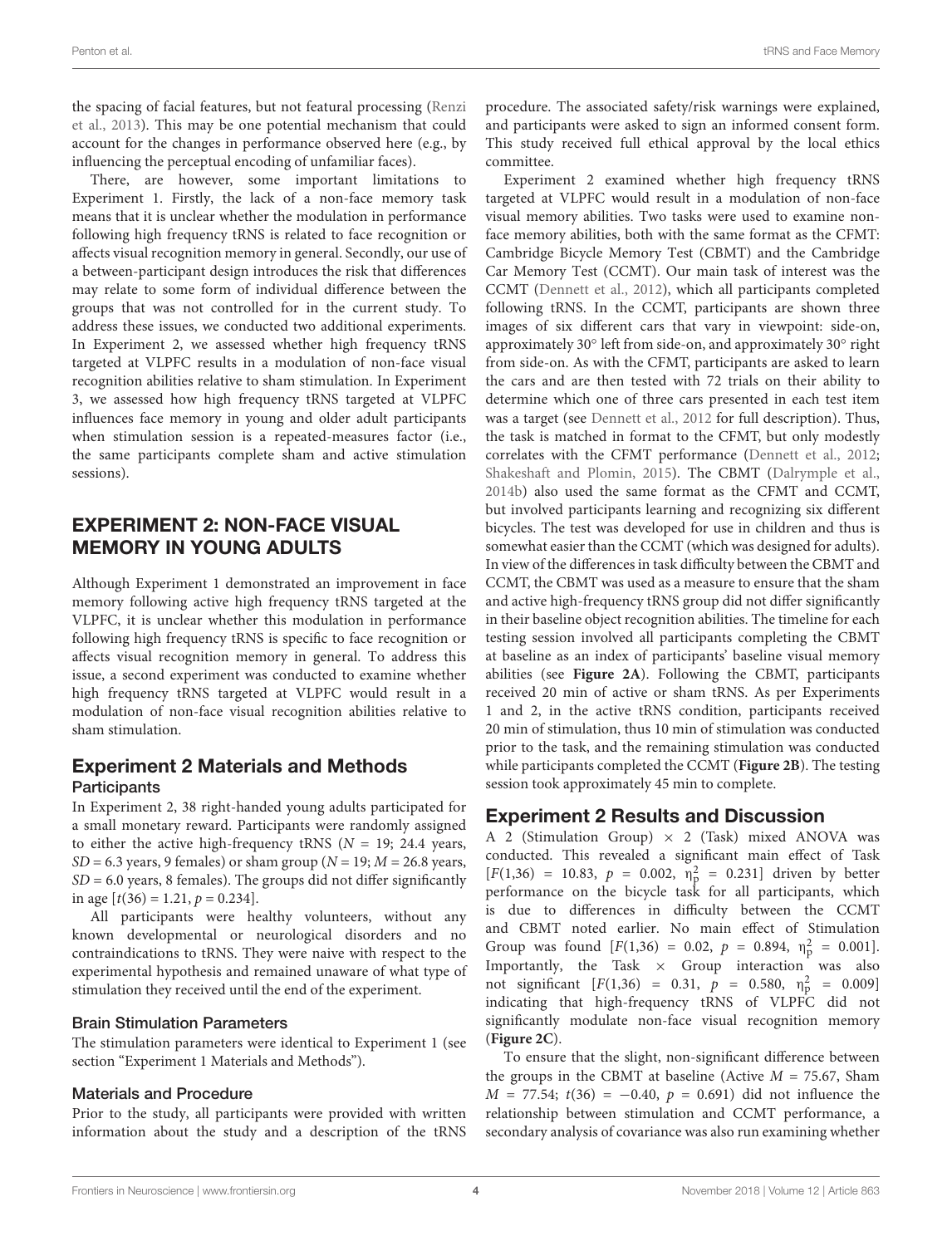the spacing of facial features, but not featural processing (Renzi et al., 2013). This may be one potential mechanism that could account for the changes in performance observed here (e.g., by influencing the perceptual encoding of unfamiliar faces).

There, are however, some important limitations to Experiment 1. Firstly, the lack of a non-face memory task means that it is unclear whether the modulation in performance following high frequency tRNS is related to face recognition or affects visual recognition memory in general. Secondly, our use of a between-participant design introduces the risk that differences may relate to some form of individual difference between the groups that was not controlled for in the current study. To address these issues, we conducted two additional experiments. In Experiment 2, we assessed whether high frequency tRNS targeted at VLPFC results in a modulation of non-face visual recognition abilities relative to sham stimulation. In Experiment 3, we assessed how high frequency tRNS targeted at VLPFC influences face memory in young and older adult participants when stimulation session is a repeated-measures factor (i.e., the same participants complete sham and active stimulation sessions).

## EXPERIMENT 2: NON-FACE VISUAL MEMORY IN YOUNG ADULTS

Although Experiment 1 demonstrated an improvement in face memory following active high frequency tRNS targeted at the VLPFC, it is unclear whether this modulation in performance following high frequency tRNS is specific to face recognition or affects visual recognition memory in general. To address this issue, a second experiment was conducted to examine whether high frequency tRNS targeted at VLPFC would result in a modulation of non-face visual recognition abilities relative to sham stimulation.

## Experiment 2 Materials and Methods

### Participants

In Experiment 2, 38 right-handed young adults participated for a small monetary reward. Participants were randomly assigned to either the active high-frequency tRNS ($N = 19$; 24.4 years, $SD = 6.3$ years, 9 females) or sham group ($N = 19$; $M = 26.8$ years, $SD = 6.0$ years, 8 females). The groups did not differ significantly in age [$t(36) = 1.21$, $p = 0.234$].

All participants were healthy volunteers, without any known developmental or neurological disorders and no contraindications to tRNS. They were naive with respect to the experimental hypothesis and remained unaware of what type of stimulation they received until the end of the experiment.

### Brain Stimulation Parameters

The stimulation parameters were identical to Experiment 1 (see section "Experiment 1 Materials and Methods").

### Materials and Procedure

Prior to the study, all participants were provided with written information about the study and a description of the tRNS procedure. The associated safety/risk warnings were explained, and participants were asked to sign an informed consent form. This study received full ethical approval by the local ethics committee.

Experiment 2 examined whether high frequency tRNS targeted at VLPFC would result in a modulation of non-face visual memory abilities. Two tasks were used to examine non-face memory abilities, both with the same format as the CFMT: Cambridge Bicycle Memory Test (CBMT) and the Cambridge Car Memory Test (CCMT). Our main task of interest was the CCMT (Dennett et al., 2012), which all participants completed following tRNS. In the CCMT, participants are shown three images of six different cars that vary in viewpoint: side-on, approximately 30° left from side-on, and approximately 30° right from side-on. As with the CFMT, participants are asked to learn the cars and are then tested with 72 trials on their ability to determine which one of three cars presented in each test item was a target (see Dennett et al., 2012 for full description). Thus, the task is matched in format to the CFMT, but only modestly correlates with the CFMT performance (Dennett et al., 2012; Shakeshaft and Plomin, 2015). The CBMT (Dalrymple et al., 2014b) also used the same format as the CFMT and CCMT, but involved participants learning and recognizing six different bicycles. The test was developed for use in children and thus is somewhat easier than the CCMT (which was designed for adults). In view of the differences in task difficulty between the CBMT and CCMT, the CBMT was used as a measure to ensure that the sham and active high-frequency tRNS group did not differ significantly in their baseline object recognition abilities. The timeline for each testing session involved all participants completing the CBMT at baseline as an index of participants' baseline visual memory abilities (see **Figure 2A**). Following the CBMT, participants received 20 min of active or sham tRNS. As per Experiments 1 and 2, in the active tRNS condition, participants received 20 min of stimulation, thus 10 min of stimulation was conducted prior to the task, and the remaining stimulation was conducted while participants completed the CCMT (**Figure 2B**). The testing session took approximately 45 min to complete.

## Experiment 2 Results and Discussion

A 2 (Stimulation Group) × 2 (Task) mixed ANOVA was conducted. This revealed a significant main effect of Task [$F(1,36) = 10.83$, $p = 0.002$, $\eta_p^2 = 0.231$] driven by better performance on the bicycle task for all participants, which is due to differences in difficulty between the CCMT and CBMT noted earlier. No main effect of Stimulation Group was found [$F(1,36) = 0.02$, $p = 0.894$, $\eta_p^2 = 0.001$]. Importantly, the Task × Group interaction was also not significant [$F(1,36) = 0.31$, $p = 0.580$, $\eta_p^2 = 0.009$] indicating that high-frequency tRNS of VLPFC did not significantly modulate non-face visual recognition memory (**Figure 2C**).

To ensure that the slight, non-significant difference between the groups in the CBMT at baseline (Active $M = 75.67$, Sham $M = 77.54$; $t(36) = -0.40$, $p = 0.691$) did not influence the relationship between stimulation and CCMT performance, a secondary analysis of covariance was also run examining whether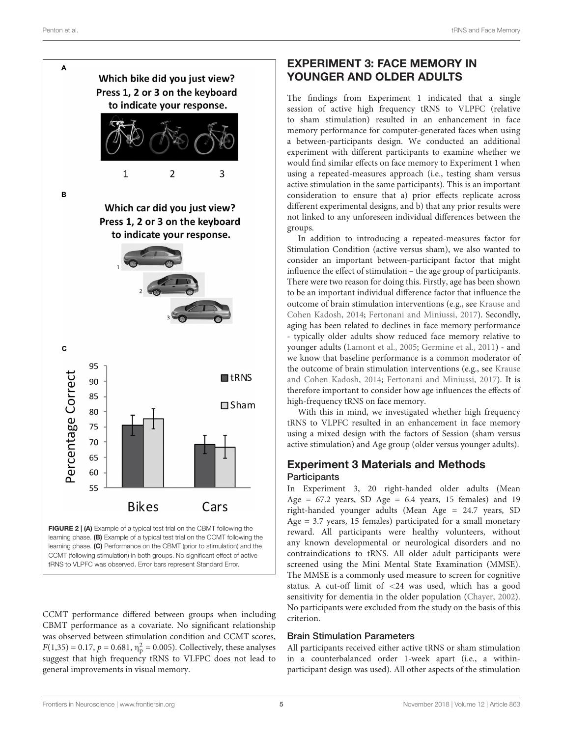FIGURE 2 | **(A)** Example of a typical test trial on the CBMT following the learning phase. **(B)** Example of a typical test trial on the CCMT following the learning phase. **(C)** Performance on the CBMT (prior to stimulation) and the CCMT (following stimulation) in both groups. No significant effect of active tRNS to VLPFC was observed. Error bars represent Standard Error.

CCMT performance differed between groups when including CBMT performance as a covariate. No significant relationship was observed between stimulation condition and CCMT scores, $F(1,35) = 0.17$, $p = 0.681$, $\eta_p^2 = 0.005$). Collectively, these analyses suggest that high frequency tRNS to VLFPC does not lead to general improvements in visual memory.

## EXPERIMENT 3: FACE MEMORY IN YOUNGER AND OLDER ADULTS

The findings from Experiment 1 indicated that a single session of active high frequency tRNS to VLPFC (relative to sham stimulation) resulted in an enhancement in face memory performance for computer-generated faces when using a between-participants design. We conducted an additional experiment with different participants to examine whether we would find similar effects on face memory to Experiment 1 when using a repeated-measures approach (i.e., testing sham versus active stimulation in the same participants). This is an important consideration to ensure that a) prior effects replicate across different experimental designs, and b) that any prior results were not linked to any unforeseen individual differences between the groups.

In addition to introducing a repeated-measures factor for Stimulation Condition (active versus sham), we also wanted to consider an important between-participant factor that might influence the effect of stimulation – the age group of participants. There were two reason for doing this. Firstly, age has been shown to be an important individual difference factor that influence the outcome of brain stimulation interventions (e.g., see Krause and Cohen Kadosh, 2014; Fertonani and Miniussi, 2017). Secondly, aging has been related to declines in face memory performance - typically older adults show reduced face memory relative to younger adults (Lamont et al., 2005; Germine et al., 2011) - and we know that baseline performance is a common moderator of the outcome of brain stimulation interventions (e.g., see Krause and Cohen Kadosh, 2014; Fertonani and Miniussi, 2017). It is therefore important to consider how age influences the effects of high-frequency tRNS on face memory.

With this in mind, we investigated whether high frequency tRNS to VLPFC resulted in an enhancement in face memory using a mixed design with the factors of Session (sham versus active stimulation) and Age group (older versus younger adults).

## Experiment 3 Materials and Methods

### Participants

In Experiment 3, 20 right-handed older adults (Mean Age = 67.2 years, SD Age = 6.4 years, 15 females) and 19 right-handed younger adults (Mean Age = 24.7 years, SD Age = 3.7 years, 15 females) participated for a small monetary reward. All participants were healthy volunteers, without any known developmental or neurological disorders and no contraindications to tRNS. All older adult participants were screened using the Mini Mental State Examination (MMSE). The MMSE is a commonly used measure to screen for cognitive status. A cut-off limit of <24 was used, which has a good sensitivity for dementia in the older population (Chayer, 2002). No participants were excluded from the study on the basis of this criterion.

### Brain Stimulation Parameters

All participants received either active tRNS or sham stimulation in a counterbalanced order 1-week apart (i.e., a within-participant design was used). All other aspects of the stimulation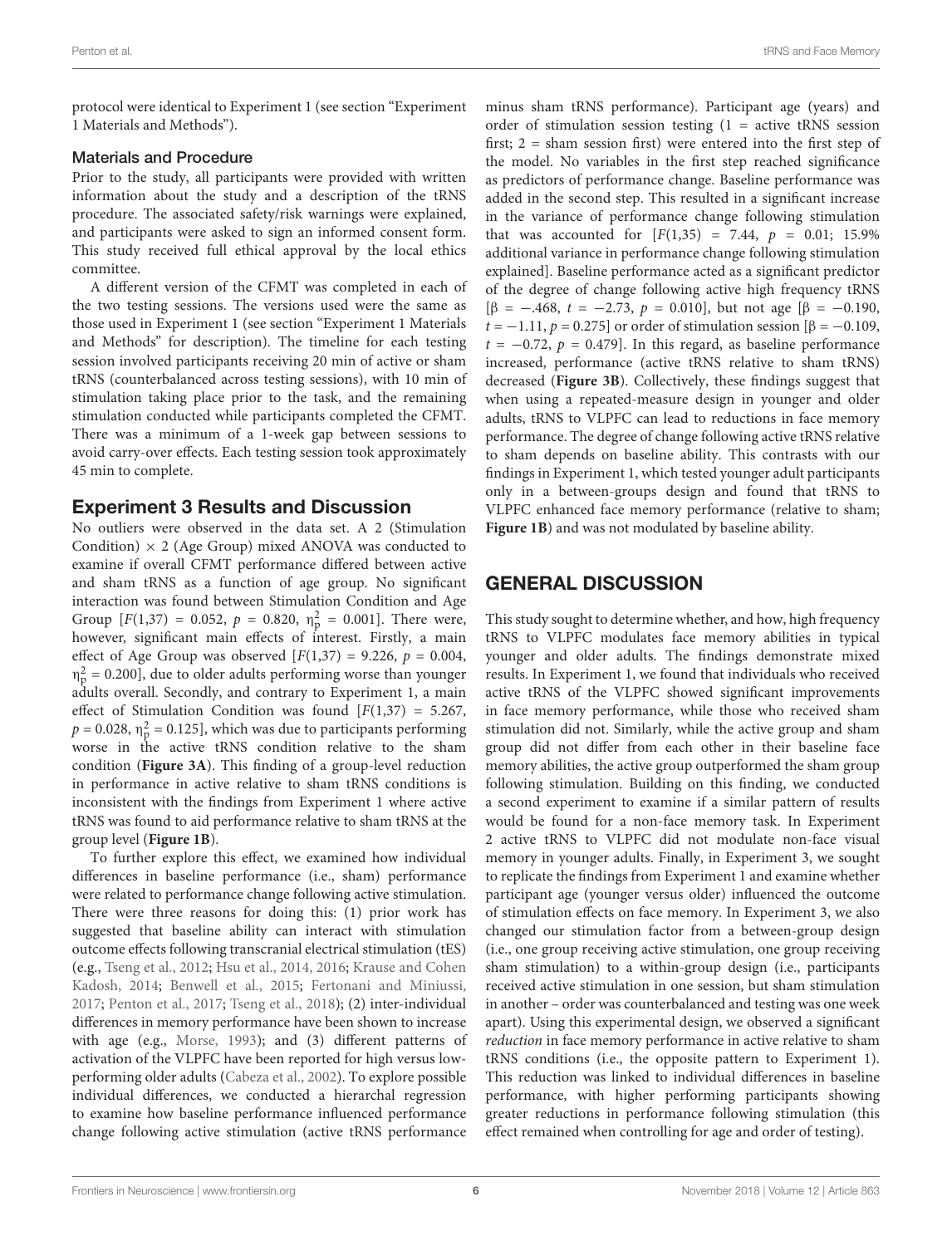protocol were identical to Experiment 1 (see section "Experiment 1 Materials and Methods").

### Materials and Procedure

Prior to the study, all participants were provided with written information about the study and a description of the tRNS procedure. The associated safety/risk warnings were explained, and participants were asked to sign an informed consent form. This study received full ethical approval by the local ethics committee.

A different version of the CFMT was completed in each of the two testing sessions. The versions used were the same as those used in Experiment 1 (see section "Experiment 1 Materials and Methods" for description). The timeline for each testing session involved participants receiving 20 min of active or sham tRNS (counterbalanced across testing sessions), with 10 min of stimulation taking place prior to the task, and the remaining stimulation conducted while participants completed the CFMT. There was a minimum of a 1-week gap between sessions to avoid carry-over effects. Each testing session took approximately 45 min to complete.

## Experiment 3 Results and Discussion

No outliers were observed in the data set. A 2 (Stimulation Condition) × 2 (Age Group) mixed ANOVA was conducted to examine if overall CFMT performance differed between active and sham tRNS as a function of age group. No significant interaction was found between Stimulation Condition and Age Group [$F(1,37) = 0.052$, $p = 0.820$, $\eta_p^2 = 0.001$]. There were, however, significant main effects of interest. Firstly, a main effect of Age Group was observed [$F(1,37) = 9.226$, $p = 0.004$, $\eta_p^2 = 0.200$], due to older adults performing worse than younger adults overall. Secondly, and contrary to Experiment 1, a main effect of Stimulation Condition was found [$F(1,37) = 5.267$, $p = 0.028$, $\eta_p^2 = 0.125$], which was due to participants performing worse in the active tRNS condition relative to the sham condition (**Figure 3A**). This finding of a group-level reduction in performance in active relative to sham tRNS conditions is inconsistent with the findings from Experiment 1 where active tRNS was found to aid performance relative to sham tRNS at the group level (**Figure 1B**).

To further explore this effect, we examined how individual differences in baseline performance (i.e., sham) performance were related to performance change following active stimulation. There were three reasons for doing this: (1) prior work has suggested that baseline ability can interact with stimulation outcome effects following transcranial electrical stimulation (tES) (e.g., Tseng et al., 2012; Hsu et al., 2014, 2016; Krause and Cohen Kadosh, 2014; Benwell et al., 2015; Fertonani and Miniussi, 2017; Penton et al., 2017; Tseng et al., 2018); (2) inter-individual differences in memory performance have been shown to increase with age (e.g., Morse, 1993); and (3) different patterns of activation of the VLPFC have been reported for high versus low-performing older adults (Cabeza et al., 2002). To explore possible individual differences, we conducted a hierarchal regression to examine how baseline performance influenced performance change following active stimulation (active tRNS performance minus sham tRNS performance). Participant age (years) and order of stimulation session testing (1 = active tRNS session first; 2 = sham session first) were entered into the first step of the model. No variables in the first step reached significance as predictors of performance change. Baseline performance was added in the second step. This resulted in a significant increase in the variance of performance change following stimulation that was accounted for [$F(1,35) = 7.44$, $p = 0.01$; 15.9% additional variance in performance change following stimulation explained]. Baseline performance acted as a significant predictor of the degree of change following active high frequency tRNS [$\beta = -.468$, $t = -2.73$, $p = 0.010$], but not age [$\beta = -0.190$, $t = -1.11$, $p = 0.275$] or order of stimulation session [$\beta = -0.109$, $t = -0.72$, $p = 0.479$]. In this regard, as baseline performance increased, performance (active tRNS relative to sham tRNS) decreased (**Figure 3B**). Collectively, these findings suggest that when using a repeated-measure design in younger and older adults, tRNS to VLPFC can lead to reductions in face memory performance. The degree of change following active tRNS relative to sham depends on baseline ability. This contrasts with our findings in Experiment 1, which tested younger adult participants only in a between-groups design and found that tRNS to VLPFC enhanced face memory performance (relative to sham; **Figure 1B**) and was not modulated by baseline ability.

## GENERAL DISCUSSION

This study sought to determine whether, and how, high frequency tRNS to VLPFC modulates face memory abilities in typical younger and older adults. The findings demonstrate mixed results. In Experiment 1, we found that individuals who received active tRNS of the VLPFC showed significant improvements in face memory performance, while those who received sham stimulation did not. Similarly, while the active group and sham group did not differ from each other in their baseline face memory abilities, the active group outperformed the sham group following stimulation. Building on this finding, we conducted a second experiment to examine if a similar pattern of results would be found for a non-face memory task. In Experiment 2 active tRNS to VLPFC did not modulate non-face visual memory in younger adults. Finally, in Experiment 3, we sought to replicate the findings from Experiment 1 and examine whether participant age (younger versus older) influenced the outcome of stimulation effects on face memory. In Experiment 3, we also changed our stimulation factor from a between-group design (i.e., one group receiving active stimulation, one group receiving sham stimulation) to a within-group design (i.e., participants received active stimulation in one session, but sham stimulation in another – order was counterbalanced and testing was one week apart). Using this experimental design, we observed a significant *reduction* in face memory performance in active relative to sham tRNS conditions (i.e., the opposite pattern to Experiment 1). This reduction was linked to individual differences in baseline performance, with higher performing participants showing greater reductions in performance following stimulation (this effect remained when controlling for age and order of testing).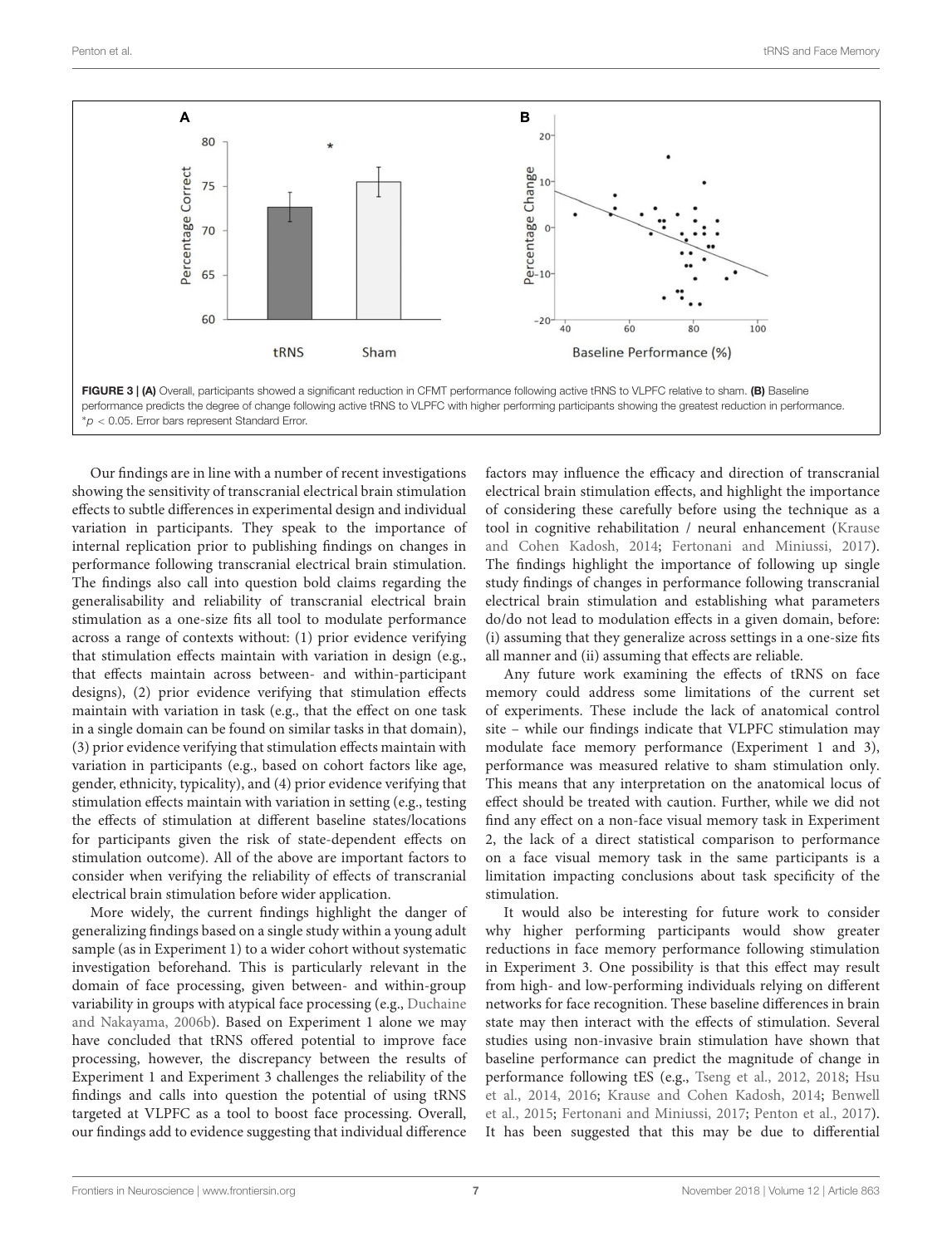FIGURE 3 | **(A)** Overall, participants showed a significant reduction in CFMT performance following active tRNS to VLPFC relative to sham. **(B)** Baseline performance predicts the degree of change following active tRNS to VLPFC with higher performing participants showing the greatest reduction in performance. $^{*}p < 0.05$. Error bars represent Standard Error.

Our findings are in line with a number of recent investigations showing the sensitivity of transcranial electrical brain stimulation effects to subtle differences in experimental design and individual variation in participants. They speak to the importance of internal replication prior to publishing findings on changes in performance following transcranial electrical brain stimulation. The findings also call into question bold claims regarding the generalisability and reliability of transcranial electrical brain stimulation as a one-size fits all tool to modulate performance across a range of contexts without: (1) prior evidence verifying that stimulation effects maintain with variation in design (e.g., that effects maintain across between- and within-participant designs), (2) prior evidence verifying that stimulation effects maintain with variation in task (e.g., that the effect on one task in a single domain can be found on similar tasks in that domain), (3) prior evidence verifying that stimulation effects maintain with variation in participants (e.g., based on cohort factors like age, gender, ethnicity, typicality), and (4) prior evidence verifying that stimulation effects maintain with variation in setting (e.g., testing the effects of stimulation at different baseline states/locations for participants given the risk of state-dependent effects on stimulation outcome). All of the above are important factors to consider when verifying the reliability of effects of transcranial electrical brain stimulation before wider application.

More widely, the current findings highlight the danger of generalizing findings based on a single study within a young adult sample (as in Experiment 1) to a wider cohort without systematic investigation beforehand. This is particularly relevant in the domain of face processing, given between- and within-group variability in groups with atypical face processing (e.g., Duchaine and Nakayama, 2006b). Based on Experiment 1 alone we may have concluded that tRNS offered potential to improve face processing, however, the discrepancy between the results of Experiment 1 and Experiment 3 challenges the reliability of the findings and calls into question the potential of using tRNS targeted at VLPFC as a tool to boost face processing. Overall, our findings add to evidence suggesting that individual difference factors may influence the efficacy and direction of transcranial electrical brain stimulation effects, and highlight the importance of considering these carefully before using the technique as a tool in cognitive rehabilitation / neural enhancement (Krause and Cohen Kadosh, 2014; Fertonani and Miniussi, 2017). The findings highlight the importance of following up single study findings of changes in performance following transcranial electrical brain stimulation and establishing what parameters do/do not lead to modulation effects in a given domain, before: (i) assuming that they generalize across settings in a one-size fits all manner and (ii) assuming that effects are reliable.

Any future work examining the effects of tRNS on face memory could address some limitations of the current set of experiments. These include the lack of anatomical control site – while our findings indicate that VLPFC stimulation may modulate face memory performance (Experiment 1 and 3), performance was measured relative to sham stimulation only. This means that any interpretation on the anatomical locus of effect should be treated with caution. Further, while we did not find any effect on a non-face visual memory task in Experiment 2, the lack of a direct statistical comparison to performance on a face visual memory task in the same participants is a limitation impacting conclusions about task specificity of the stimulation.

It would also be interesting for future work to consider why higher performing participants would show greater reductions in face memory performance following stimulation in Experiment 3. One possibility is that this effect may result from high- and low-performing individuals relying on different networks for face recognition. These baseline differences in brain state may then interact with the effects of stimulation. Several studies using non-invasive brain stimulation have shown that baseline performance can predict the magnitude of change in performance following tES (e.g., Tseng et al., 2012, 2018; Hsu et al., 2014, 2016; Krause and Cohen Kadosh, 2014; Benwell et al., 2015; Fertonani and Miniussi, 2017; Penton et al., 2017). It has been suggested that this may be due to differential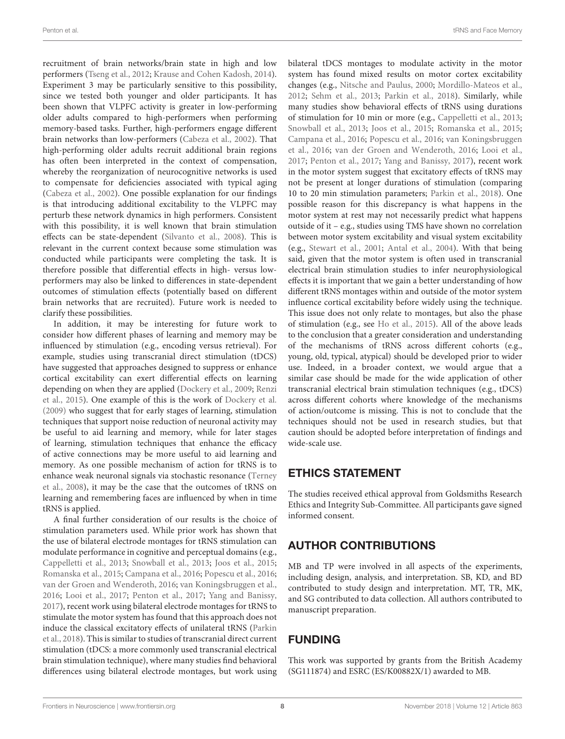recruitment of brain networks/brain state in high and low performers (Tseng et al., 2012; Krause and Cohen Kadosh, 2014). Experiment 3 may be particularly sensitive to this possibility, since we tested both younger and older participants. It has been shown that VLPFC activity is greater in low-performing older adults compared to high-performers when performing memory-based tasks. Further, high-performers engage different brain networks than low-performers (Cabeza et al., 2002). That high-performing older adults recruit additional brain regions has often been interpreted in the context of compensation, whereby the reorganization of neurocognitive networks is used to compensate for deficiencies associated with typical aging (Cabeza et al., 2002). One possible explanation for our findings is that introducing additional excitability to the VLPFC may perturb these network dynamics in high performers. Consistent with this possibility, it is well known that brain stimulation effects can be state-dependent (Silvanto et al., 2008). This is relevant in the current context because some stimulation was conducted while participants were completing the task. It is therefore possible that differential effects in high- versus low-performers may also be linked to differences in state-dependent outcomes of stimulation effects (potentially based on different brain networks that are recruited). Future work is needed to clarify these possibilities.

In addition, it may be interesting for future work to consider how different phases of learning and memory may be influenced by stimulation (e.g., encoding versus retrieval). For example, studies using transcranial direct stimulation (tDCS) have suggested that approaches designed to suppress or enhance cortical excitability can exert differential effects on learning depending on when they are applied (Dockery et al., 2009; Renzi et al., 2015). One example of this is the work of Dockery et al. (2009) who suggest that for early stages of learning, stimulation techniques that support noise reduction of neuronal activity may be useful to aid learning and memory, while for later stages of learning, stimulation techniques that enhance the efficacy of active connections may be more useful to aid learning and memory. As one possible mechanism of action for tRNS is to enhance weak neuronal signals via stochastic resonance (Terney et al., 2008), it may be the case that the outcomes of tRNS on learning and remembering faces are influenced by when in time tRNS is applied.

A final further consideration of our results is the choice of stimulation parameters used. While prior work has shown that the use of bilateral electrode montages for tRNS stimulation can modulate performance in cognitive and perceptual domains (e.g., Cappelletti et al., 2013; Snowball et al., 2013; Joos et al., 2015; Romanska et al., 2015; Campana et al., 2016; Popescu et al., 2016; van der Groen and Wenderoth, 2016; van Koningsbruggen et al., 2016; Looi et al., 2017; Penton et al., 2017; Yang and Banissy, 2017), recent work using bilateral electrode montages for tRNS to stimulate the motor system has found that this approach does not induce the classical excitatory effects of unilateral tRNS (Parkin et al., 2018). This is similar to studies of transcranial direct current stimulation (tDCS: a more commonly used transcranial electrical brain stimulation technique), where many studies find behavioral differences using bilateral electrode montages, but work using bilateral tDCS montages to modulate activity in the motor system has found mixed results on motor cortex excitability changes (e.g., Nitsche and Paulus, 2000; Mordillo-Mateos et al., 2012; Sehm et al., 2013; Parkin et al., 2018). Similarly, while many studies show behavioral effects of tRNS using durations of stimulation for 10 min or more (e.g., Cappelletti et al., 2013; Snowball et al., 2013; Joos et al., 2015; Romanska et al., 2015; Campana et al., 2016; Popescu et al., 2016; van Koningsbruggen et al., 2016; van der Groen and Wenderoth, 2016; Looi et al., 2017; Penton et al., 2017; Yang and Banissy, 2017), recent work in the motor system suggest that excitatory effects of tRNS may not be present at longer durations of stimulation (comparing 10 to 20 min stimulation parameters; Parkin et al., 2018). One possible reason for this discrepancy is what happens in the motor system at rest may not necessarily predict what happens outside of it – e.g., studies using TMS have shown no correlation between motor system excitability and visual system excitability (e.g., Stewart et al., 2001; Antal et al., 2004). With that being said, given that the motor system is often used in transcranial electrical brain stimulation studies to infer neurophysiological effects it is important that we gain a better understanding of how different tRNS montages within and outside of the motor system influence cortical excitability before widely using the technique. This issue does not only relate to montages, but also the phase of stimulation (e.g., see Ho et al., 2015). All of the above leads to the conclusion that a greater consideration and understanding of the mechanisms of tRNS across different cohorts (e.g., young, old, typical, atypical) should be developed prior to wider use. Indeed, in a broader context, we would argue that a similar case should be made for the wide application of other transcranial electrical brain stimulation techniques (e.g., tDCS) across different cohorts where knowledge of the mechanisms of action/outcome is missing. This is not to conclude that the techniques should not be used in research studies, but that caution should be adopted before interpretation of findings and wide-scale use.

## ETHICS STATEMENT

The studies received ethical approval from Goldsmiths Research Ethics and Integrity Sub-Committee. All participants gave signed informed consent.

## AUTHOR CONTRIBUTIONS

MB and TP were involved in all aspects of the experiments, including design, analysis, and interpretation. SB, KD, and BD contributed to study design and interpretation. MT, TR, MK, and SG contributed to data collection. All authors contributed to manuscript preparation.

## FUNDING

This work was supported by grants from the British Academy (SG111874) and ESRC (ES/K00882X/1) awarded to MB.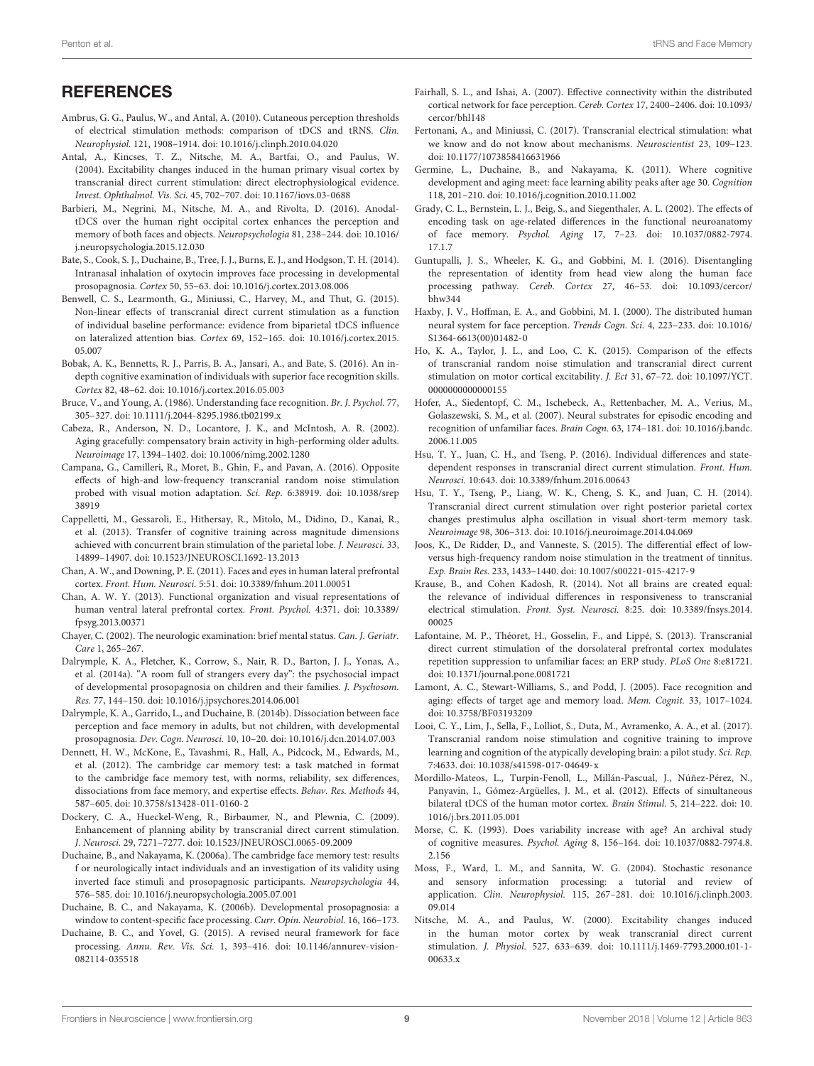## REFERENCES

Ambrus, G. G., Paulus, W., and Antal, A. (2010). Cutaneous perception thresholds of electrical stimulation methods: comparison of tDCS and tRNS. *Clin. Neurophysiol.* 121, 1908–1914. doi: 10.1016/j.clinph.2010.04.020

Antal, A., Kincses, T. Z., Nitsche, M. A., Bartfai, O., and Paulus, W. (2004). Excitability changes induced in the human primary visual cortex by transcranial direct current stimulation: direct electrophysiological evidence. *Invest. Ophthalmol. Vis. Sci.* 45, 702–707. doi: 10.1167/iovs.03-0688

Barbieri, M., Negrini, M., Nitsche, M. A., and Rivolta, D. (2016). Anodal-tDCS over the human right occipital cortex enhances the perception and memory of both faces and objects. *Neuropsychologia* 81, 238–244. doi: 10.1016/j.neuropsychologia.2015.12.030

Bate, S., Cook, S. J., Duchaine, B., Tree, J. J., Burns, E. J., and Hodgson, T. H. (2014). Intranasal inhalation of oxytocin improves face processing in developmental prosopagnosia. *Cortex* 50, 55–63. doi: 10.1016/j.cortex.2013.08.006

Benwell, C. S., Learmonth, G., Miniussi, C., Harvey, M., and Thut, G. (2015). Non-linear effects of transcranial direct current stimulation as a function of individual baseline performance: evidence from biparietal tDCS influence on lateralized attention bias. *Cortex* 69, 152–165. doi: 10.1016/j.cortex.2015.05.007

Bobak, A. K., Bennetts, R. J., Parris, B. A., Jansari, A., and Bate, S. (2016). An in-depth cognitive examination of individuals with superior face recognition skills. *Cortex* 82, 48–62. doi: 10.1016/j.cortex.2016.05.003

Bruce, V., and Young, A. (1986). Understanding face recognition. *Br. J. Psychol.* 77, 305–327. doi: 10.1111/j.2044-8295.1986.tb02199.x

Cabeza, R., Anderson, N. D., Locantore, J. K., and McIntosh, A. R. (2002). Aging gracefully: compensatory brain activity in high-performing older adults. *Neuroimage* 17, 1394–1402. doi: 10.1006/nimg.2002.1280

Campana, G., Camilleri, R., Moret, B., Ghin, F., and Pavan, A. (2016). Opposite effects of high-and low-frequency transcranial random noise stimulation probed with visual motion adaptation. *Sci. Rep.* 6:38919. doi: 10.1038/srep38919

Cappelletti, M., Gessaroli, E., Hithersay, R., Mitolo, M., Didino, D., Kanai, R., et al. (2013). Transfer of cognitive training across magnitude dimensions achieved with concurrent brain stimulation of the parietal lobe. *J. Neurosci.* 33, 14899–14907. doi: 10.1523/JNEUROSCI.1692-13.2013

Chan, A. W., and Downing, P. E. (2011). Faces and eyes in human lateral prefrontal cortex. *Front. Hum. Neurosci.* 5:51. doi: 10.3389/fnhum.2011.00051

Chan, A. W. Y. (2013). Functional organization and visual representations of human ventral lateral prefrontal cortex. *Front. Psychol.* 4:371. doi: 10.3389/fpsyg.2013.00371

Chayer, C. (2002). The neurologic examination: brief mental status. *Can. J. Geriatr. Care* 1, 265–267.

Dalrymple, K. A., Fletcher, K., Corrow, S., Nair, R. D., Barton, J. J., Yonas, A., et al. (2014a). "A room full of strangers every day": the psychosocial impact of developmental prosopagnosia on children and their families. *J. Psychosom. Res.* 77, 144–150. doi: 10.1016/j.jpsychores.2014.06.001

Dalrymple, K. A., Garrido, L., and Duchaine, B. (2014b). Dissociation between face perception and face memory in adults, but not children, with developmental prosopagnosia. *Dev. Cogn. Neurosci.* 10, 10–20. doi: 10.1016/j.dcn.2014.07.003

Dennett, H. W., McKone, E., Tavashmi, R., Hall, A., Pidcock, M., Edwards, M., et al. (2012). The cambridge car memory test: a task matched in format to the cambridge face memory test, with norms, reliability, sex differences, dissociations from face memory, and expertise effects. *Behav. Res. Methods* 44, 587–605. doi: 10.3758/s13428-011-0160-2

Dockery, C. A., Hueckel-Weng, R., Birbaumer, N., and Plewnia, C. (2009). Enhancement of planning ability by transcranial direct current stimulation. *J. Neurosci.* 29, 7271–7277. doi: 10.1523/JNEUROSCI.0065-09.2009

Duchaine, B., and Nakayama, K. (2006a). The cambridge face memory test: results f or neurologically intact individuals and an investigation of its validity using inverted face stimuli and prosopagnosic participants. *Neuropsychologia* 44, 576–585. doi: 10.1016/j.neuropsychologia.2005.07.001

Duchaine, B. C., and Nakayama, K. (2006b). Developmental prosopagnosia: a window to content-specific face processing. *Curr. Opin. Neurobiol.* 16, 166–173.

Duchaine, B. C., and Yovel, G. (2015). A revised neural framework for face processing. *Annu. Rev. Vis. Sci.* 1, 393–416. doi: 10.1146/annurev-vision-082114-035518

Fairhall, S. L., and Ishai, A. (2007). Effective connectivity within the distributed cortical network for face perception. *Cereb. Cortex* 17, 2400–2406. doi: 10.1093/cercor/bhl148

Fertonani, A., and Miniussi, C. (2017). Transcranial electrical stimulation: what we know and do not know about mechanisms. *Neuroscientist* 23, 109–123. doi: 10.1177/1073858416631966

Germine, L., Duchaine, B., and Nakayama, K. (2011). Where cognitive development and aging meet: face learning ability peaks after age 30. *Cognition* 118, 201–210. doi: 10.1016/j.cognition.2010.11.002

Grady, C. L., Bernstein, L. J., Beig, S., and Siegenthaler, A. L. (2002). The effects of encoding task on age-related differences in the functional neuroanatomy of face memory. *Psychol. Aging* 17, 7–23. doi: 10.1037/0882-7974.17.1.7

Guntupalli, J. S., Wheeler, K. G., and Gobbini, M. I. (2016). Disentangling the representation of identity from head view along the human face processing pathway. *Cereb. Cortex* 27, 46–53. doi: 10.1093/cercor/bhw344

Haxby, J. V., Hoffman, E. A., and Gobbini, M. I. (2000). The distributed human neural system for face perception. *Trends Cogn. Sci.* 4, 223–233. doi: 10.1016/S1364-6613(00)01482-0

Ho, K. A., Taylor, J. L., and Loo, C. K. (2015). Comparison of the effects of transcranial random noise stimulation and transcranial direct current stimulation on motor cortical excitability. *J. Ect* 31, 67–72. doi: 10.1097/YCT.0000000000000155

Hofer, A., Siedentopf, C. M., Ischebeck, A., Rettenbacher, M. A., Verius, M., Golaszewski, S. M., et al. (2007). Neural substrates for episodic encoding and recognition of unfamiliar faces. *Brain Cogn.* 63, 174–181. doi: 10.1016/j.bandc.2006.11.005

Hsu, T. Y., Juan, C. H., and Tseng, P. (2016). Individual differences and state-dependent responses in transcranial direct current stimulation. *Front. Hum. Neurosci.* 10:643. doi: 10.3389/fnhum.2016.00643

Hsu, T. Y., Tseng, P., Liang, W. K., Cheng, S. K., and Juan, C. H. (2014). Transcranial direct current stimulation over right posterior parietal cortex changes prestimulus alpha oscillation in visual short-term memory task. *Neuroimage* 98, 306–313. doi: 10.1016/j.neuroimage.2014.04.069

Joos, K., De Ridder, D., and Vanneste, S. (2015). The differential effect of low-versus high-frequency random noise stimulation in the treatment of tinnitus. *Exp. Brain Res.* 233, 1433–1440. doi: 10.1007/s00221-015-4217-9

Krause, B., and Cohen Kadosh, R. (2014). Not all brains are created equal: the relevance of individual differences in responsiveness to transcranial electrical stimulation. *Front. Syst. Neurosci.* 8:25. doi: 10.3389/fnsys.2014.00025

Lafontaine, M. P., Théoret, H., Gosselin, F., and Lippé, S. (2013). Transcranial direct current stimulation of the dorsolateral prefrontal cortex modulates repetition suppression to unfamiliar faces: an ERP study. *PLoS One* 8:e81721. doi: 10.1371/journal.pone.0081721

Lamont, A. C., Stewart-Williams, S., and Podd, J. (2005). Face recognition and aging: effects of target age and memory load. *Mem. Cognit.* 33, 1017–1024. doi: 10.3758/BF03193209

Looi, C. Y., Lim, J., Sella, F., Lolliot, S., Duta, M., Avramenko, A. A., et al. (2017). Transcranial random noise stimulation and cognitive training to improve learning and cognition of the atypically developing brain: a pilot study. *Sci. Rep.* 7:4633. doi: 10.1038/s41598-017-04649-x

Mordillo-Mateos, L., Turpin-Fenoll, L., Millán-Pascual, J., Núñez-Pérez, N., Panyavin, I., Gómez-Argüelles, J. M., et al. (2012). Effects of simultaneous bilateral tDCS of the human motor cortex. *Brain Stimul.* 5, 214–222. doi: 10.1016/j.brs.2011.05.001

Morse, C. K. (1993). Does variability increase with age? An archival study of cognitive measures. *Psychol. Aging* 8, 156–164. doi: 10.1037/0882-7974.8.2.156

Moss, F., Ward, L. M., and Sannita, W. G. (2004). Stochastic resonance and sensory information processing: a tutorial and review of application. *Clin. Neurophysiol.* 115, 267–281. doi: 10.1016/j.clinph.2003.09.014

Nitsche, M. A., and Paulus, W. (2000). Excitability changes induced in the human motor cortex by weak transcranial direct current stimulation. *J. Physiol.* 527, 633–639. doi: 10.1111/j.1469-7793.2000.t01-1-00633.x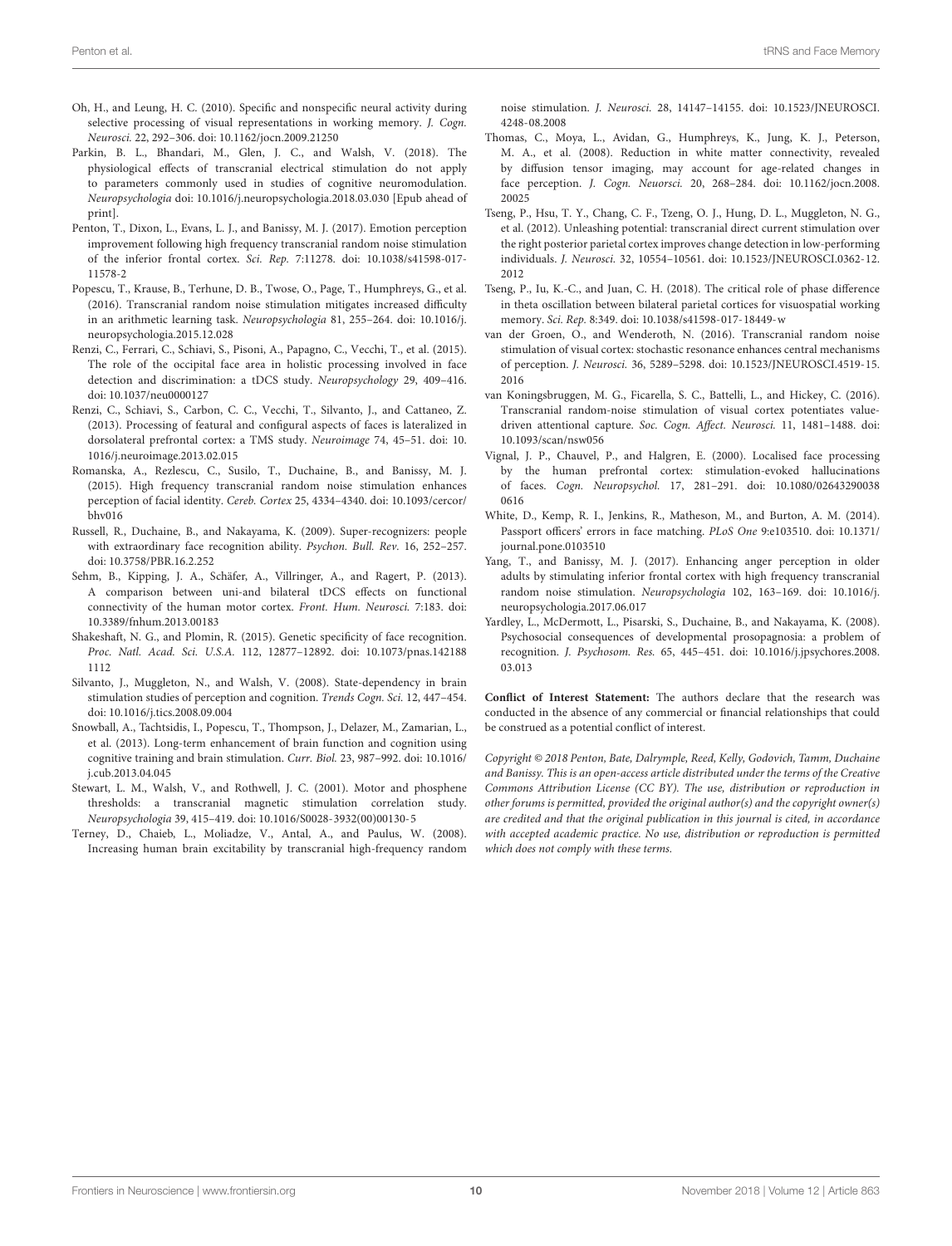Oh, H., and Leung, H. C. (2010). Specific and nonspecific neural activity during selective processing of visual representations in working memory. *J. Cogn. Neurosci.* 22, 292–306. doi: 10.1162/jocn.2009.21250

Parkin, B. L., Bhandari, M., Glen, J. C., and Walsh, V. (2018). The physiological effects of transcranial electrical stimulation do not apply to parameters commonly used in studies of cognitive neuromodulation. *Neuropsychologia* doi: 10.1016/j.neuropsychologia.2018.03.030 [Epub ahead of print].

Penton, T., Dixon, L., Evans, L. J., and Banissy, M. J. (2017). Emotion perception improvement following high frequency transcranial random noise stimulation of the inferior frontal cortex. *Sci. Rep.* 7:11278. doi: 10.1038/s41598-017-11578-2

Popescu, T., Krause, B., Terhune, D. B., Twose, O., Page, T., Humphreys, G., et al. (2016). Transcranial random noise stimulation mitigates increased difficulty in an arithmetic learning task. *Neuropsychologia* 81, 255–264. doi: 10.1016/j.neuropsychologia.2015.12.028

Renzi, C., Ferrari, C., Schiavi, S., Pisoni, A., Papagno, C., Vecchi, T., et al. (2015). The role of the occipital face area in holistic processing involved in face detection and discrimination: a tDCS study. *Neuropsychology* 29, 409–416. doi: 10.1037/neu0000127

Renzi, C., Schiavi, S., Carbon, C. C., Vecchi, T., Silvanto, J., and Cattaneo, Z. (2013). Processing of featural and configural aspects of faces is lateralized in dorsolateral prefrontal cortex: a TMS study. *Neuroimage* 74, 45–51. doi: 10.1016/j.neuroimage.2013.02.015

Romanska, A., Rezlescu, C., Susilo, T., Duchaine, B., and Banissy, M. J. (2015). High frequency transcranial random noise stimulation enhances perception of facial identity. *Cereb. Cortex* 25, 4334–4340. doi: 10.1093/cercor/bhv016

Russell, R., Duchaine, B., and Nakayama, K. (2009). Super-recognizers: people with extraordinary face recognition ability. *Psychon. Bull. Rev.* 16, 252–257. doi: 10.3758/PBR.16.2.252

Sehm, B., Kipping, J. A., Schäfer, A., Villringer, A., and Ragert, P. (2013). A comparison between uni-and bilateral tDCS effects on functional connectivity of the human motor cortex. *Front. Hum. Neurosci.* 7:183. doi: 10.3389/fnhum.2013.00183

Shakeshaft, N. G., and Plomin, R. (2015). Genetic specificity of face recognition. *Proc. Natl. Acad. Sci. U.S.A.* 112, 12877–12892. doi: 10.1073/pnas.1421881112

Silvanto, J., Muggleton, N., and Walsh, V. (2008). State-dependency in brain stimulation studies of perception and cognition. *Trends Cogn. Sci.* 12, 447–454. doi: 10.1016/j.tics.2008.09.004

Snowball, A., Tachtsidis, I., Popescu, T., Thompson, J., Delazer, M., Zamarian, L., et al. (2013). Long-term enhancement of brain function and cognition using cognitive training and brain stimulation. *Curr. Biol.* 23, 987–992. doi: 10.1016/j.cub.2013.04.045

Stewart, L. M., Walsh, V., and Rothwell, J. C. (2001). Motor and phosphene thresholds: a transcranial magnetic stimulation correlation study. *Neuropsychologia* 39, 415–419. doi: 10.1016/S0028-3932(00)00130-5

Terney, D., Chaieb, L., Moliadze, V., Antal, A., and Paulus, W. (2008). Increasing human brain excitability by transcranial high-frequency random noise stimulation. *J. Neurosci.* 28, 14147–14155. doi: 10.1523/JNEUROSCI.4248-08.2008

Thomas, C., Moya, L., Avidan, G., Humphreys, K., Jung, K. J., Peterson, M. A., et al. (2008). Reduction in white matter connectivity, revealed by diffusion tensor imaging, may account for age-related changes in face perception. *J. Cogn. Neuorsci.* 20, 268–284. doi: 10.1162/jocn.2008.20025

Tseng, P., Hsu, T. Y., Chang, C. F., Tzeng, O. J., Hung, D. L., Muggleton, N. G., et al. (2012). Unleashing potential: transcranial direct current stimulation over the right posterior parietal cortex improves change detection in low-performing individuals. *J. Neurosci.* 32, 10554–10561. doi: 10.1523/JNEUROSCI.0362-12.2012

Tseng, P., Iu, K.-C., and Juan, C. H. (2018). The critical role of phase difference in theta oscillation between bilateral parietal cortices for visuospatial working memory. *Sci. Rep.* 8:349. doi: 10.1038/s41598-017-18449-w

van der Groen, O., and Wenderoth, N. (2016). Transcranial random noise stimulation of visual cortex: stochastic resonance enhances central mechanisms of perception. *J. Neurosci.* 36, 5289–5298. doi: 10.1523/JNEUROSCI.4519-15.2016

van Koningsbruggen, M. G., Ficarella, S. C., Battelli, L., and Hickey, C. (2016). Transcranial random-noise stimulation of visual cortex potentiates value-driven attentional capture. *Soc. Cogn. Affect. Neurosci.* 11, 1481–1488. doi: 10.1093/scan/nsw056

Vignal, J. P., Chauvel, P., and Halgren, E. (2000). Localised face processing by the human prefrontal cortex: stimulation-evoked hallucinations of faces. *Cogn. Neuropsychol.* 17, 281–291. doi: 10.1080/026432900380616

White, D., Kemp, R. I., Jenkins, R., Matheson, M., and Burton, A. M. (2014). Passport officers' errors in face matching. *PLoS One* 9:e103510. doi: 10.1371/journal.pone.0103510

Yang, T., and Banissy, M. J. (2017). Enhancing anger perception in older adults by stimulating inferior frontal cortex with high frequency transcranial random noise stimulation. *Neuropsychologia* 102, 163–169. doi: 10.1016/j.neuropsychologia.2017.06.017

Yardley, L., McDermott, L., Pisarski, S., Duchaine, B., and Nakayama, K. (2008). Psychosocial consequences of developmental prosopagnosia: a problem of recognition. *J. Psychosom. Res.* 65, 445–451. doi: 10.1016/j.jpsychores.2008.03.013

**Conflict of Interest Statement:** The authors declare that the research was conducted in the absence of any commercial or financial relationships that could be construed as a potential conflict of interest.

*Copyright © 2018 Penton, Bate, Dalrymple, Reed, Kelly, Godovich, Tamm, Duchaine and Banissy. This is an open-access article distributed under the terms of the Creative Commons Attribution License (CC BY). The use, distribution or reproduction in other forums is permitted, provided the original author(s) and the copyright owner(s) are credited and that the original publication in this journal is cited, in accordance with accepted academic practice. No use, distribution or reproduction is permitted which does not comply with these terms.*